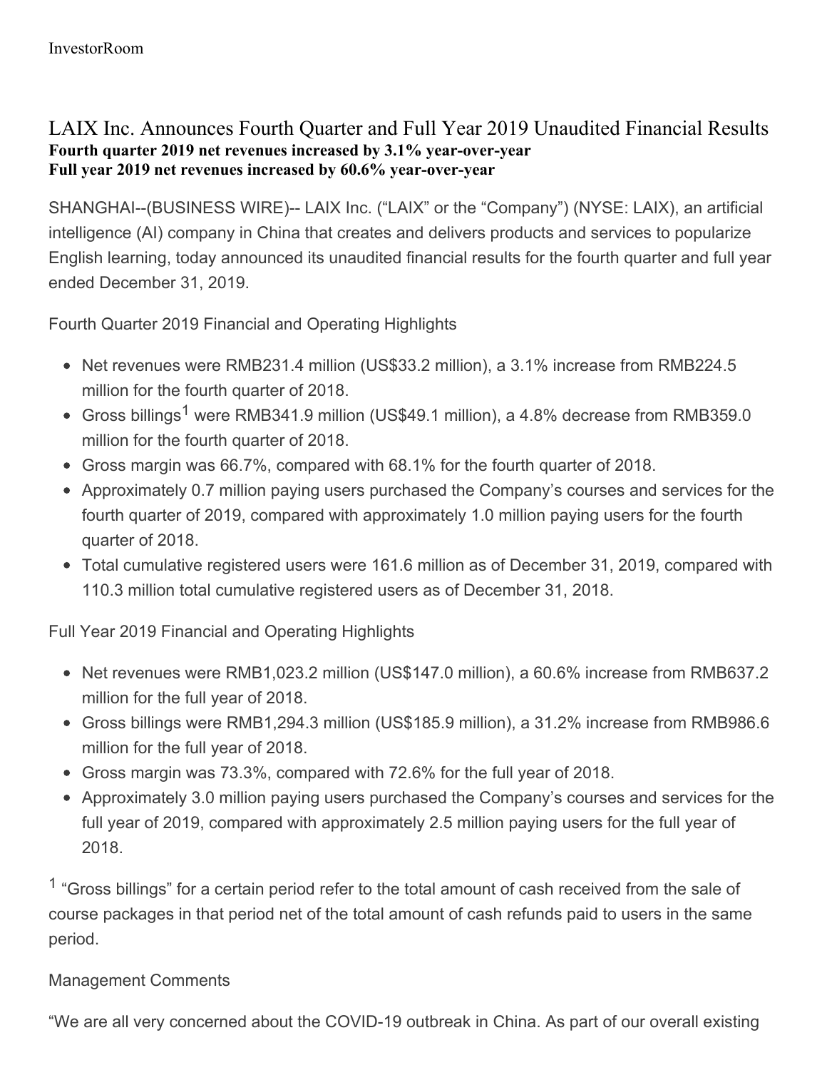InvestorRoom

# LAIX Inc. Announces Fourth Quarter and Full Year 2019 Unaudited Financial Results

**Fourth quarter 2019 net revenues increased by 3.1% year-over-year**
**Full year 2019 net revenues increased by 60.6% year-over-year**

SHANGHAI--(BUSINESS WIRE)-- LAIX Inc. ("LAIX" or the "Company") (NYSE: LAIX), an artificial intelligence (AI) company in China that creates and delivers products and services to popularize English learning, today announced its unaudited financial results for the fourth quarter and full year ended December 31, 2019.

Fourth Quarter 2019 Financial and Operating Highlights

- Net revenues were RMB231.4 million (US$33.2 million), a 3.1% increase from RMB224.5 million for the fourth quarter of 2018.
- Gross billings[1] were RMB341.9 million (US$49.1 million), a 4.8% decrease from RMB359.0 million for the fourth quarter of 2018.
- Gross margin was 66.7%, compared with 68.1% for the fourth quarter of 2018.
- Approximately 0.7 million paying users purchased the Company's courses and services for the fourth quarter of 2019, compared with approximately 1.0 million paying users for the fourth quarter of 2018.
- Total cumulative registered users were 161.6 million as of December 31, 2019, compared with 110.3 million total cumulative registered users as of December 31, 2018.

Full Year 2019 Financial and Operating Highlights

- Net revenues were RMB1,023.2 million (US$147.0 million), a 60.6% increase from RMB637.2 million for the full year of 2018.
- Gross billings were RMB1,294.3 million (US$185.9 million), a 31.2% increase from RMB986.6 million for the full year of 2018.
- Gross margin was 73.3%, compared with 72.6% for the full year of 2018.
- Approximately 3.0 million paying users purchased the Company's courses and services for the full year of 2019, compared with approximately 2.5 million paying users for the full year of 2018.

[1] "Gross billings" for a certain period refer to the total amount of cash received from the sale of course packages in that period net of the total amount of cash refunds paid to users in the same period.

Management Comments

"We are all very concerned about the COVID-19 outbreak in China. As part of our overall existing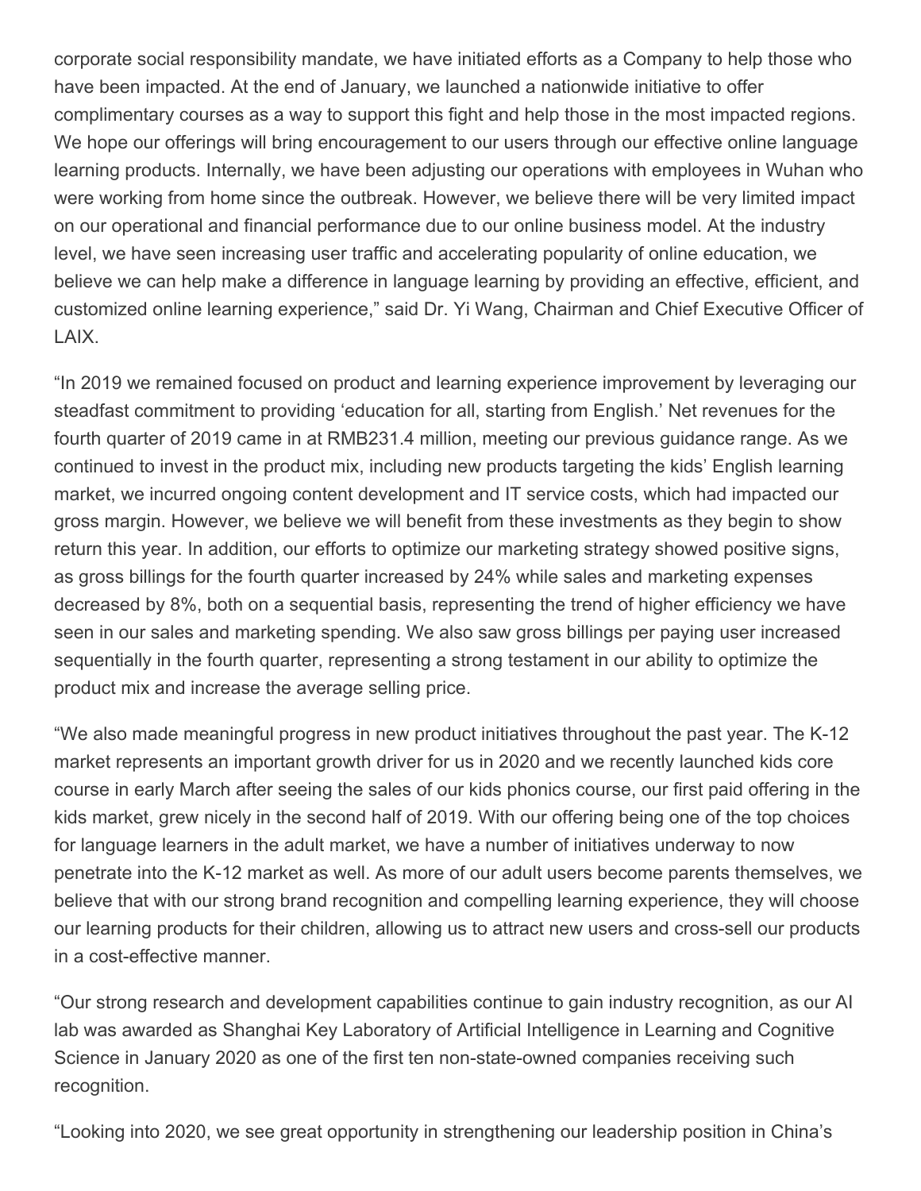corporate social responsibility mandate, we have initiated efforts as a Company to help those who have been impacted. At the end of January, we launched a nationwide initiative to offer complimentary courses as a way to support this fight and help those in the most impacted regions. We hope our offerings will bring encouragement to our users through our effective online language learning products. Internally, we have been adjusting our operations with employees in Wuhan who were working from home since the outbreak. However, we believe there will be very limited impact on our operational and financial performance due to our online business model. At the industry level, we have seen increasing user traffic and accelerating popularity of online education, we believe we can help make a difference in language learning by providing an effective, efficient, and customized online learning experience," said Dr. Yi Wang, Chairman and Chief Executive Officer of LAIX.

"In 2019 we remained focused on product and learning experience improvement by leveraging our steadfast commitment to providing 'education for all, starting from English.' Net revenues for the fourth quarter of 2019 came in at RMB231.4 million, meeting our previous guidance range. As we continued to invest in the product mix, including new products targeting the kids' English learning market, we incurred ongoing content development and IT service costs, which had impacted our gross margin. However, we believe we will benefit from these investments as they begin to show return this year. In addition, our efforts to optimize our marketing strategy showed positive signs, as gross billings for the fourth quarter increased by 24% while sales and marketing expenses decreased by 8%, both on a sequential basis, representing the trend of higher efficiency we have seen in our sales and marketing spending. We also saw gross billings per paying user increased sequentially in the fourth quarter, representing a strong testament in our ability to optimize the product mix and increase the average selling price.

"We also made meaningful progress in new product initiatives throughout the past year. The K-12 market represents an important growth driver for us in 2020 and we recently launched kids core course in early March after seeing the sales of our kids phonics course, our first paid offering in the kids market, grew nicely in the second half of 2019. With our offering being one of the top choices for language learners in the adult market, we have a number of initiatives underway to now penetrate into the K-12 market as well. As more of our adult users become parents themselves, we believe that with our strong brand recognition and compelling learning experience, they will choose our learning products for their children, allowing us to attract new users and cross-sell our products in a cost-effective manner.

"Our strong research and development capabilities continue to gain industry recognition, as our AI lab was awarded as Shanghai Key Laboratory of Artificial Intelligence in Learning and Cognitive Science in January 2020 as one of the first ten non-state-owned companies receiving such recognition.

"Looking into 2020, we see great opportunity in strengthening our leadership position in China's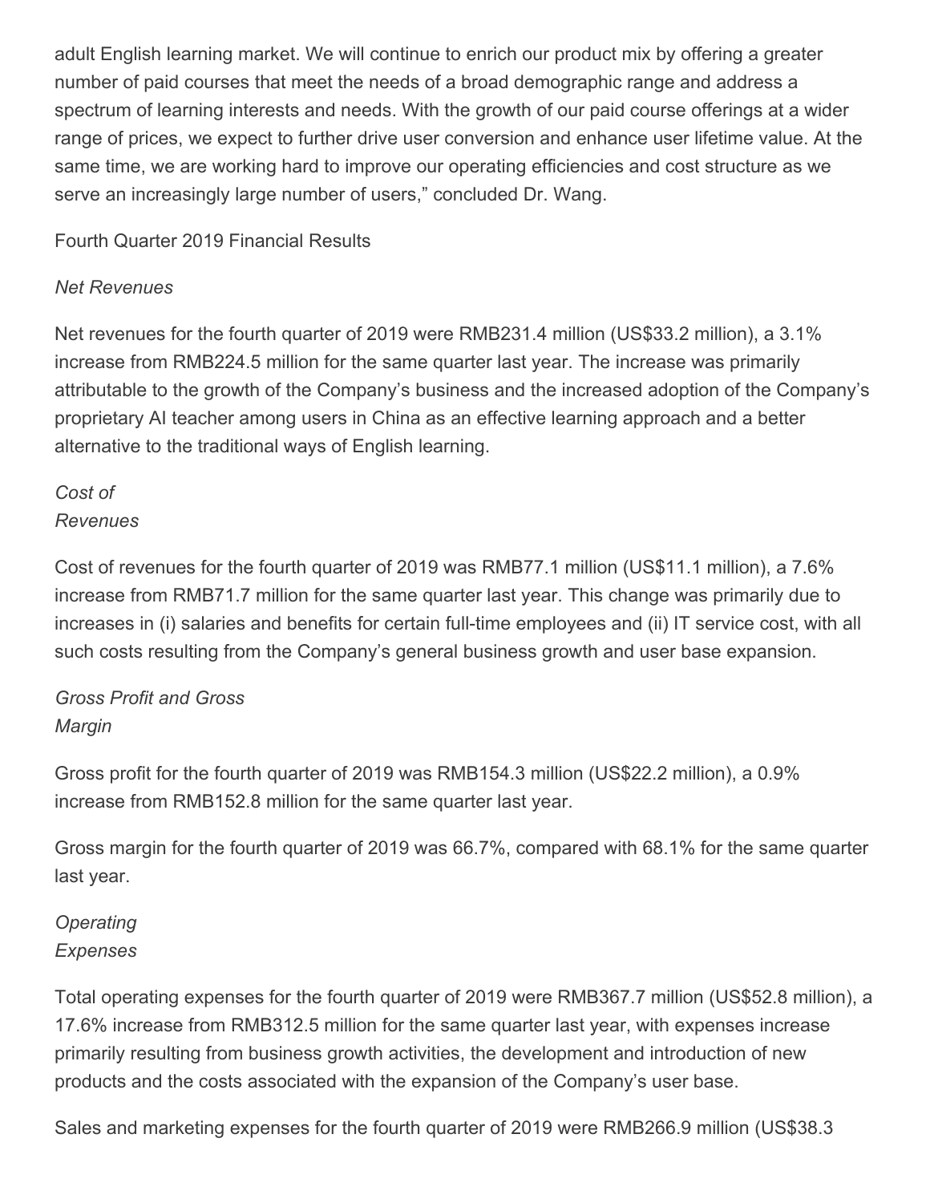adult English learning market. We will continue to enrich our product mix by offering a greater number of paid courses that meet the needs of a broad demographic range and address a spectrum of learning interests and needs. With the growth of our paid course offerings at a wider range of prices, we expect to further drive user conversion and enhance user lifetime value. At the same time, we are working hard to improve our operating efficiencies and cost structure as we serve an increasingly large number of users," concluded Dr. Wang.

Fourth Quarter 2019 Financial Results

*Net Revenues*

Net revenues for the fourth quarter of 2019 were RMB231.4 million (US$33.2 million), a 3.1% increase from RMB224.5 million for the same quarter last year. The increase was primarily attributable to the growth of the Company's business and the increased adoption of the Company's proprietary AI teacher among users in China as an effective learning approach and a better alternative to the traditional ways of English learning.

*Cost of Revenues*

Cost of revenues for the fourth quarter of 2019 was RMB77.1 million (US$11.1 million), a 7.6% increase from RMB71.7 million for the same quarter last year. This change was primarily due to increases in (i) salaries and benefits for certain full-time employees and (ii) IT service cost, with all such costs resulting from the Company's general business growth and user base expansion.

*Gross Profit and Gross Margin*

Gross profit for the fourth quarter of 2019 was RMB154.3 million (US$22.2 million), a 0.9% increase from RMB152.8 million for the same quarter last year.

Gross margin for the fourth quarter of 2019 was 66.7%, compared with 68.1% for the same quarter last year.

*Operating Expenses*

Total operating expenses for the fourth quarter of 2019 were RMB367.7 million (US$52.8 million), a 17.6% increase from RMB312.5 million for the same quarter last year, with expenses increase primarily resulting from business growth activities, the development and introduction of new products and the costs associated with the expansion of the Company's user base.

Sales and marketing expenses for the fourth quarter of 2019 were RMB266.9 million (US$38.3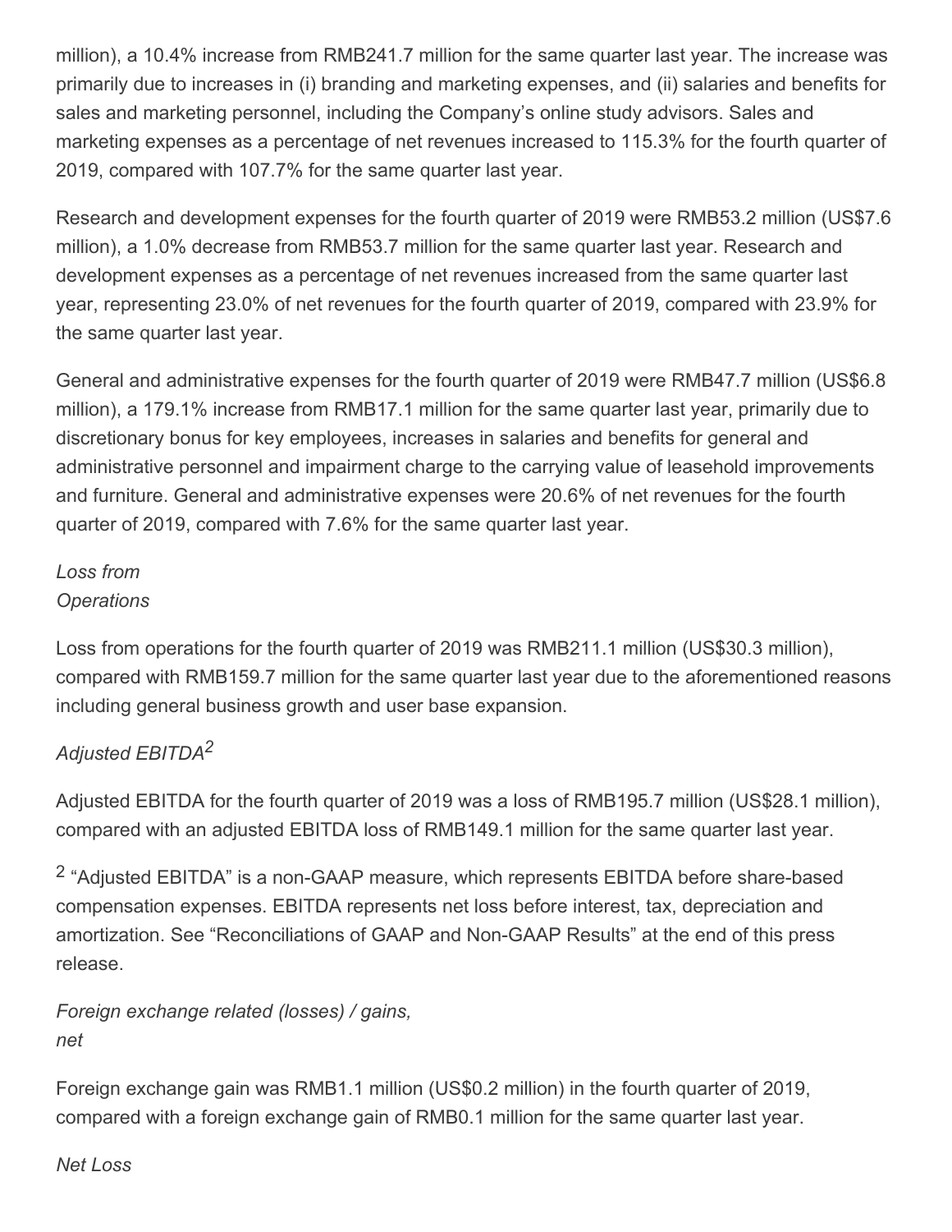million), a 10.4% increase from RMB241.7 million for the same quarter last year. The increase was primarily due to increases in (i) branding and marketing expenses, and (ii) salaries and benefits for sales and marketing personnel, including the Company's online study advisors. Sales and marketing expenses as a percentage of net revenues increased to 115.3% for the fourth quarter of 2019, compared with 107.7% for the same quarter last year.

Research and development expenses for the fourth quarter of 2019 were RMB53.2 million (US$7.6 million), a 1.0% decrease from RMB53.7 million for the same quarter last year. Research and development expenses as a percentage of net revenues increased from the same quarter last year, representing 23.0% of net revenues for the fourth quarter of 2019, compared with 23.9% for the same quarter last year.

General and administrative expenses for the fourth quarter of 2019 were RMB47.7 million (US$6.8 million), a 179.1% increase from RMB17.1 million for the same quarter last year, primarily due to discretionary bonus for key employees, increases in salaries and benefits for general and administrative personnel and impairment charge to the carrying value of leasehold improvements and furniture. General and administrative expenses were 20.6% of net revenues for the fourth quarter of 2019, compared with 7.6% for the same quarter last year.

*Loss from Operations*

Loss from operations for the fourth quarter of 2019 was RMB211.1 million (US$30.3 million), compared with RMB159.7 million for the same quarter last year due to the aforementioned reasons including general business growth and user base expansion.

*Adjusted EBITDA[2]*

Adjusted EBITDA for the fourth quarter of 2019 was a loss of RMB195.7 million (US$28.1 million), compared with an adjusted EBITDA loss of RMB149.1 million for the same quarter last year.

[2] "Adjusted EBITDA" is a non-GAAP measure, which represents EBITDA before share-based compensation expenses. EBITDA represents net loss before interest, tax, depreciation and amortization. See "Reconciliations of GAAP and Non-GAAP Results" at the end of this press release.

*Foreign exchange related (losses) / gains, net*

Foreign exchange gain was RMB1.1 million (US$0.2 million) in the fourth quarter of 2019, compared with a foreign exchange gain of RMB0.1 million for the same quarter last year.

*Net Loss*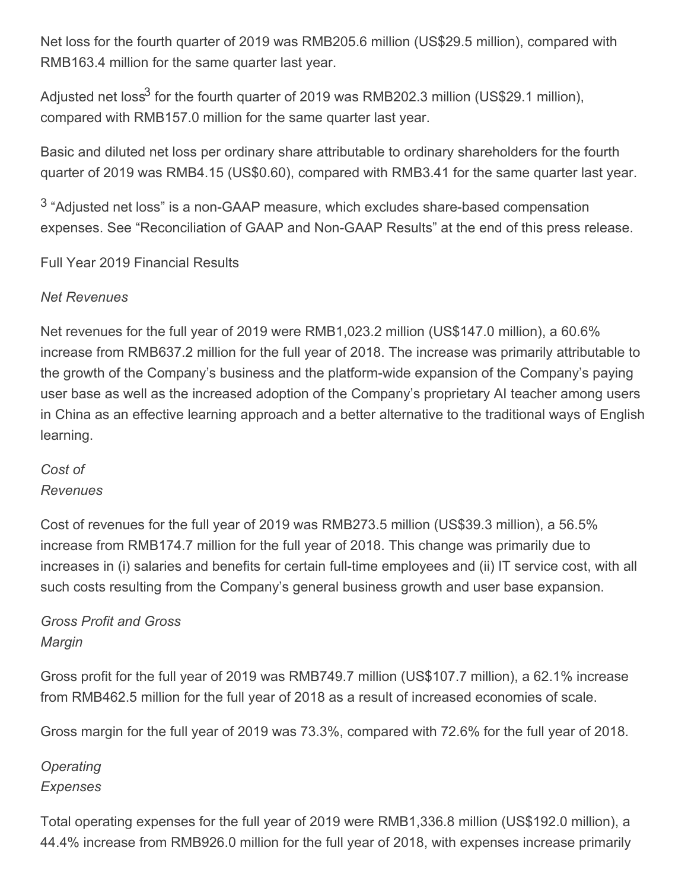Net loss for the fourth quarter of 2019 was RMB205.6 million (US$29.5 million), compared with RMB163.4 million for the same quarter last year.

Adjusted net loss[3] for the fourth quarter of 2019 was RMB202.3 million (US$29.1 million), compared with RMB157.0 million for the same quarter last year.

Basic and diluted net loss per ordinary share attributable to ordinary shareholders for the fourth quarter of 2019 was RMB4.15 (US$0.60), compared with RMB3.41 for the same quarter last year.

[3] "Adjusted net loss" is a non-GAAP measure, which excludes share-based compensation expenses. See "Reconciliation of GAAP and Non-GAAP Results" at the end of this press release.

Full Year 2019 Financial Results

*Net Revenues*

Net revenues for the full year of 2019 were RMB1,023.2 million (US$147.0 million), a 60.6% increase from RMB637.2 million for the full year of 2018. The increase was primarily attributable to the growth of the Company's business and the platform-wide expansion of the Company's paying user base as well as the increased adoption of the Company's proprietary AI teacher among users in China as an effective learning approach and a better alternative to the traditional ways of English learning.

*Cost of Revenues*

Cost of revenues for the full year of 2019 was RMB273.5 million (US$39.3 million), a 56.5% increase from RMB174.7 million for the full year of 2018. This change was primarily due to increases in (i) salaries and benefits for certain full-time employees and (ii) IT service cost, with all such costs resulting from the Company's general business growth and user base expansion.

*Gross Profit and Gross Margin*

Gross profit for the full year of 2019 was RMB749.7 million (US$107.7 million), a 62.1% increase from RMB462.5 million for the full year of 2018 as a result of increased economies of scale.

Gross margin for the full year of 2019 was 73.3%, compared with 72.6% for the full year of 2018.

*Operating Expenses*

Total operating expenses for the full year of 2019 were RMB1,336.8 million (US$192.0 million), a 44.4% increase from RMB926.0 million for the full year of 2018, with expenses increase primarily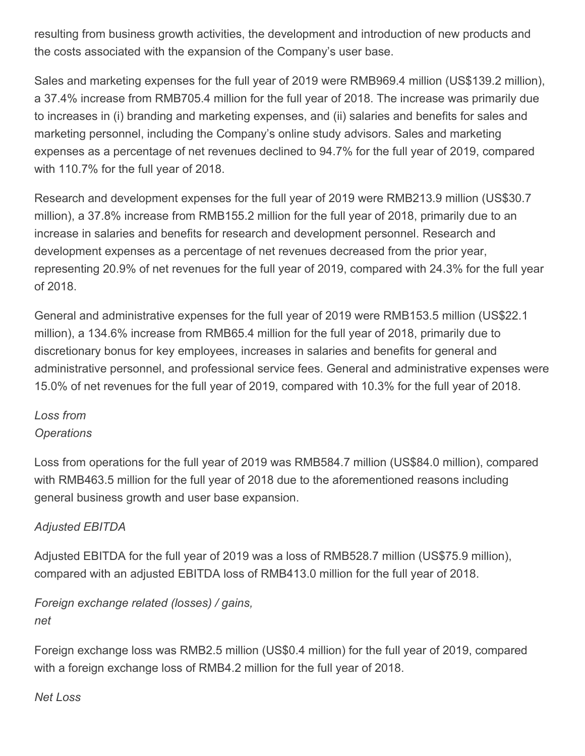resulting from business growth activities, the development and introduction of new products and the costs associated with the expansion of the Company's user base.

Sales and marketing expenses for the full year of 2019 were RMB969.4 million (US$139.2 million), a 37.4% increase from RMB705.4 million for the full year of 2018. The increase was primarily due to increases in (i) branding and marketing expenses, and (ii) salaries and benefits for sales and marketing personnel, including the Company's online study advisors. Sales and marketing expenses as a percentage of net revenues declined to 94.7% for the full year of 2019, compared with 110.7% for the full year of 2018.

Research and development expenses for the full year of 2019 were RMB213.9 million (US$30.7 million), a 37.8% increase from RMB155.2 million for the full year of 2018, primarily due to an increase in salaries and benefits for research and development personnel. Research and development expenses as a percentage of net revenues decreased from the prior year, representing 20.9% of net revenues for the full year of 2019, compared with 24.3% for the full year of 2018.

General and administrative expenses for the full year of 2019 were RMB153.5 million (US$22.1 million), a 134.6% increase from RMB65.4 million for the full year of 2018, primarily due to discretionary bonus for key employees, increases in salaries and benefits for general and administrative personnel, and professional service fees. General and administrative expenses were 15.0% of net revenues for the full year of 2019, compared with 10.3% for the full year of 2018.

*Loss from Operations*

Loss from operations for the full year of 2019 was RMB584.7 million (US$84.0 million), compared with RMB463.5 million for the full year of 2018 due to the aforementioned reasons including general business growth and user base expansion.

*Adjusted EBITDA*

Adjusted EBITDA for the full year of 2019 was a loss of RMB528.7 million (US$75.9 million), compared with an adjusted EBITDA loss of RMB413.0 million for the full year of 2018.

*Foreign exchange related (losses) / gains, net*

Foreign exchange loss was RMB2.5 million (US$0.4 million) for the full year of 2019, compared with a foreign exchange loss of RMB4.2 million for the full year of 2018.

*Net Loss*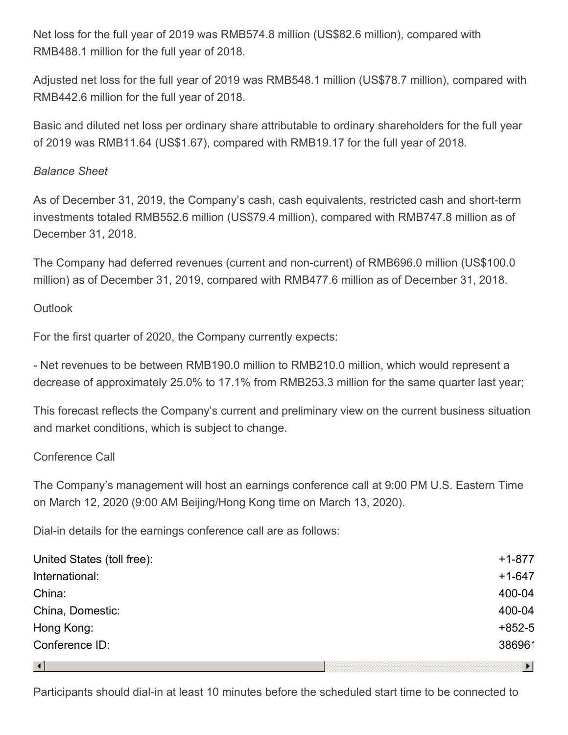Net loss for the full year of 2019 was RMB574.8 million (US$82.6 million), compared with RMB488.1 million for the full year of 2018.

Adjusted net loss for the full year of 2019 was RMB548.1 million (US$78.7 million), compared with RMB442.6 million for the full year of 2018.

Basic and diluted net loss per ordinary share attributable to ordinary shareholders for the full year of 2019 was RMB11.64 (US$1.67), compared with RMB19.17 for the full year of 2018.

*Balance Sheet*

As of December 31, 2019, the Company's cash, cash equivalents, restricted cash and short-term investments totaled RMB552.6 million (US$79.4 million), compared with RMB747.8 million as of December 31, 2018.

The Company had deferred revenues (current and non-current) of RMB696.0 million (US$100.0 million) as of December 31, 2019, compared with RMB477.6 million as of December 31, 2018.

Outlook

For the first quarter of 2020, the Company currently expects:

- Net revenues to be between RMB190.0 million to RMB210.0 million, which would represent a decrease of approximately 25.0% to 17.1% from RMB253.3 million for the same quarter last year;

This forecast reflects the Company's current and preliminary view on the current business situation and market conditions, which is subject to change.

Conference Call

The Company's management will host an earnings conference call at 9:00 PM U.S. Eastern Time on March 12, 2020 (9:00 AM Beijing/Hong Kong time on March 13, 2020).

Dial-in details for the earnings conference call are as follows:

| | |
|---|---|
| United States (toll free): | +1-877 |
| International: | +1-647 |
| China: | 400-04 |
| China, Domestic: | 400-04 |
| Hong Kong: | +852-5 |
| Conference ID: | 38696 |

Participants should dial-in at least 10 minutes before the scheduled start time to be connected to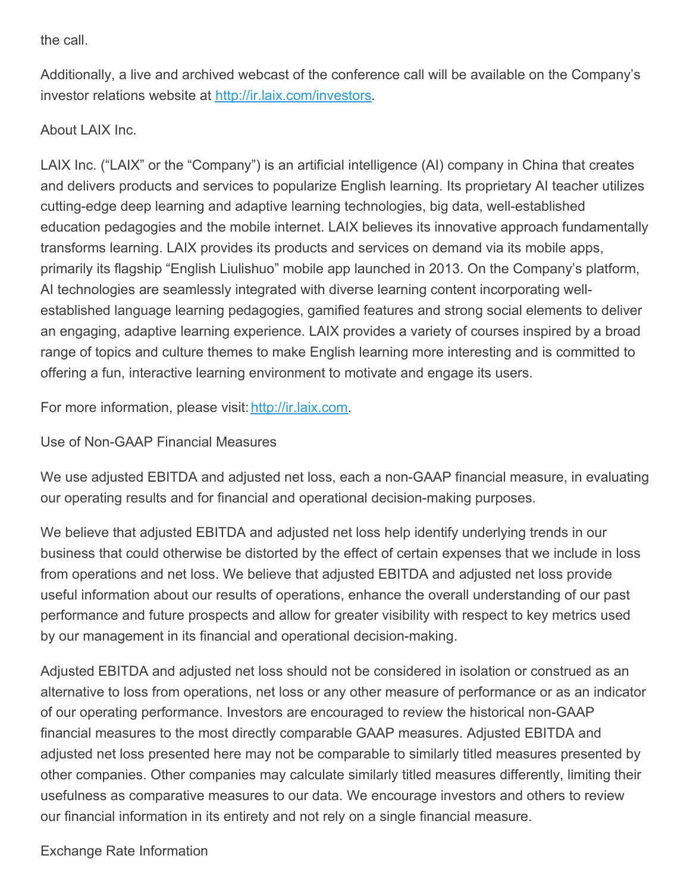the call.

Additionally, a live and archived webcast of the conference call will be available on the Company's investor relations website at http://ir.laix.com/investors.

## About LAIX Inc.

LAIX Inc. ("LAIX" or the "Company") is an artificial intelligence (AI) company in China that creates and delivers products and services to popularize English learning. Its proprietary AI teacher utilizes cutting-edge deep learning and adaptive learning technologies, big data, well-established education pedagogies and the mobile internet. LAIX believes its innovative approach fundamentally transforms learning. LAIX provides its products and services on demand via its mobile apps, primarily its flagship "English Liulishuo" mobile app launched in 2013. On the Company's platform, AI technologies are seamlessly integrated with diverse learning content incorporating well-established language learning pedagogies, gamified features and strong social elements to deliver an engaging, adaptive learning experience. LAIX provides a variety of courses inspired by a broad range of topics and culture themes to make English learning more interesting and is committed to offering a fun, interactive learning environment to motivate and engage its users.

For more information, please visit: http://ir.laix.com.

## Use of Non-GAAP Financial Measures

We use adjusted EBITDA and adjusted net loss, each a non-GAAP financial measure, in evaluating our operating results and for financial and operational decision-making purposes.

We believe that adjusted EBITDA and adjusted net loss help identify underlying trends in our business that could otherwise be distorted by the effect of certain expenses that we include in loss from operations and net loss. We believe that adjusted EBITDA and adjusted net loss provide useful information about our results of operations, enhance the overall understanding of our past performance and future prospects and allow for greater visibility with respect to key metrics used by our management in its financial and operational decision-making.

Adjusted EBITDA and adjusted net loss should not be considered in isolation or construed as an alternative to loss from operations, net loss or any other measure of performance or as an indicator of our operating performance. Investors are encouraged to review the historical non-GAAP financial measures to the most directly comparable GAAP measures. Adjusted EBITDA and adjusted net loss presented here may not be comparable to similarly titled measures presented by other companies. Other companies may calculate similarly titled measures differently, limiting their usefulness as comparative measures to our data. We encourage investors and others to review our financial information in its entirety and not rely on a single financial measure.

## Exchange Rate Information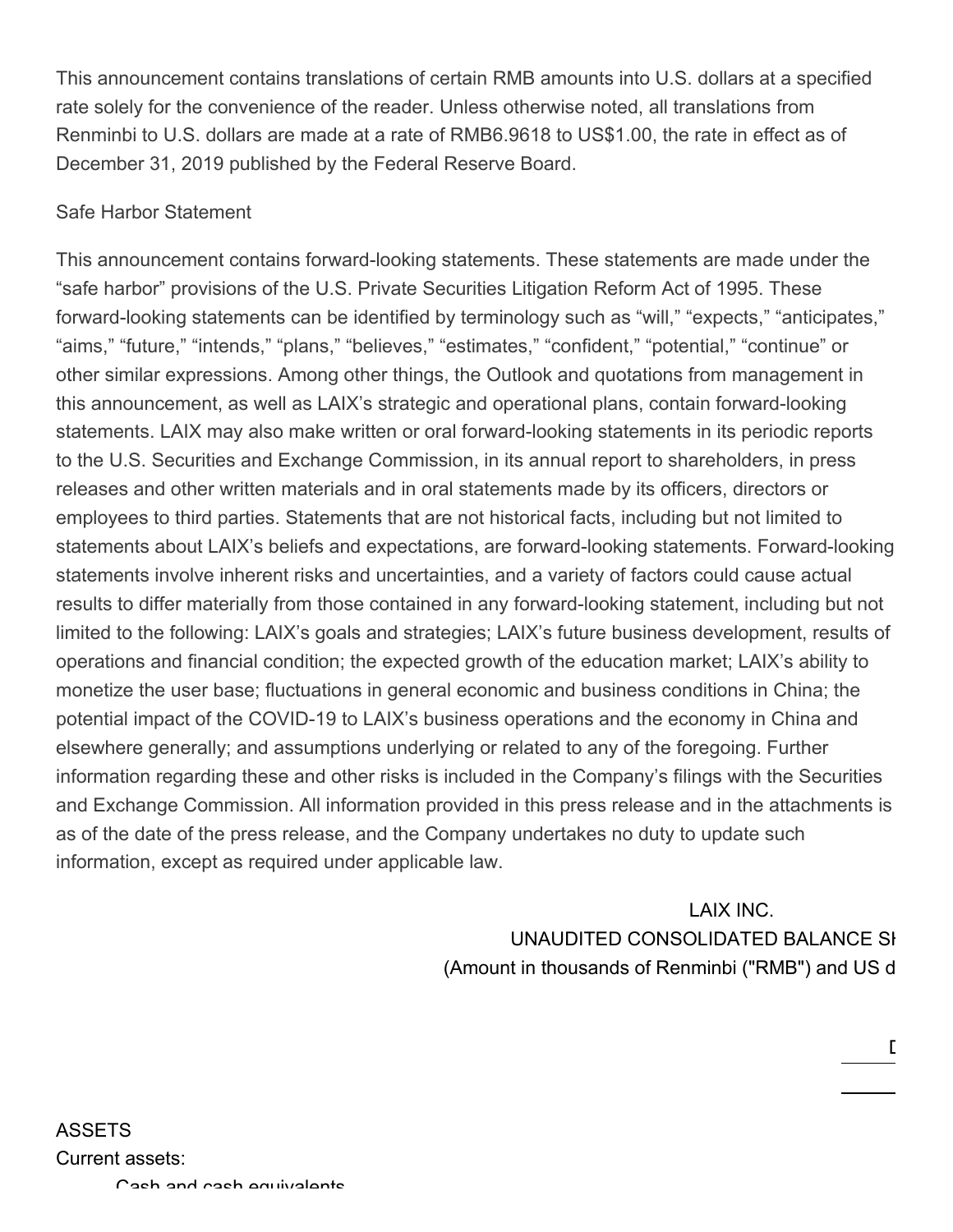This announcement contains translations of certain RMB amounts into U.S. dollars at a specified rate solely for the convenience of the reader. Unless otherwise noted, all translations from Renminbi to U.S. dollars are made at a rate of RMB6.9618 to US$1.00, the rate in effect as of December 31, 2019 published by the Federal Reserve Board.

Safe Harbor Statement

This announcement contains forward-looking statements. These statements are made under the “safe harbor” provisions of the U.S. Private Securities Litigation Reform Act of 1995. These forward-looking statements can be identified by terminology such as “will,” “expects,” “anticipates,” “aims,” “future,” “intends,” “plans,” “believes,” “estimates,” “confident,” “potential,” “continue” or other similar expressions. Among other things, the Outlook and quotations from management in this announcement, as well as LAIX’s strategic and operational plans, contain forward-looking statements. LAIX may also make written or oral forward-looking statements in its periodic reports to the U.S. Securities and Exchange Commission, in its annual report to shareholders, in press releases and other written materials and in oral statements made by its officers, directors or employees to third parties. Statements that are not historical facts, including but not limited to statements about LAIX’s beliefs and expectations, are forward-looking statements. Forward-looking statements involve inherent risks and uncertainties, and a variety of factors could cause actual results to differ materially from those contained in any forward-looking statement, including but not limited to the following: LAIX’s goals and strategies; LAIX’s future business development, results of operations and financial condition; the expected growth of the education market; LAIX’s ability to monetize the user base; fluctuations in general economic and business conditions in China; the potential impact of the COVID-19 to LAIX’s business operations and the economy in China and elsewhere generally; and assumptions underlying or related to any of the foregoing. Further information regarding these and other risks is included in the Company’s filings with the Securities and Exchange Commission. All information provided in this press release and in the attachments is as of the date of the press release, and the Company undertakes no duty to update such information, except as required under applicable law.

LAIX INC.

UNAUDITED CONSOLIDATED BALANCE SH

(Amount in thousands of Renminbi ("RMB") and US d

| | D |
|---|---|
| ASSETS | |
| Current assets: | |
| Cash and cash equivalents | |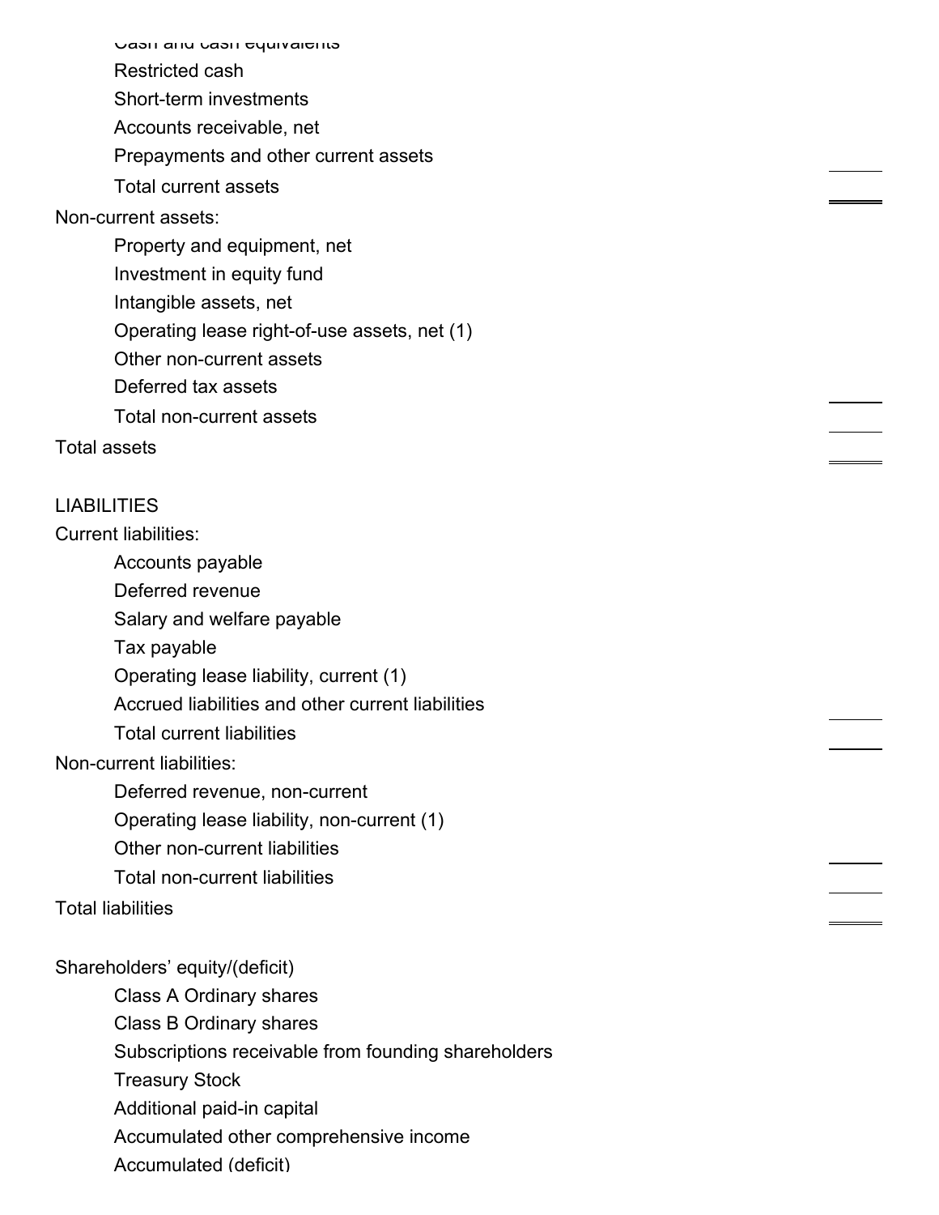Cash and cash equivalents

Restricted cash

Short-term investments

Accounts receivable, net

Prepayments and other current assets

Total current assets

Non-current assets:

Property and equipment, net

Investment in equity fund

Intangible assets, net

Operating lease right-of-use assets, net (1)

Other non-current assets

Deferred tax assets

Total non-current assets

Total assets

LIABILITIES

Current liabilities:

Accounts payable

Deferred revenue

Salary and welfare payable

Tax payable

Operating lease liability, current (1)

Accrued liabilities and other current liabilities

Total current liabilities

Non-current liabilities:

Deferred revenue, non-current

Operating lease liability, non-current (1)

Other non-current liabilities

Total non-current liabilities

Total liabilities

Shareholders' equity/(deficit)

Class A Ordinary shares

Class B Ordinary shares

Subscriptions receivable from founding shareholders

Treasury Stock

Additional paid-in capital

Accumulated other comprehensive income

Accumulated (deficit)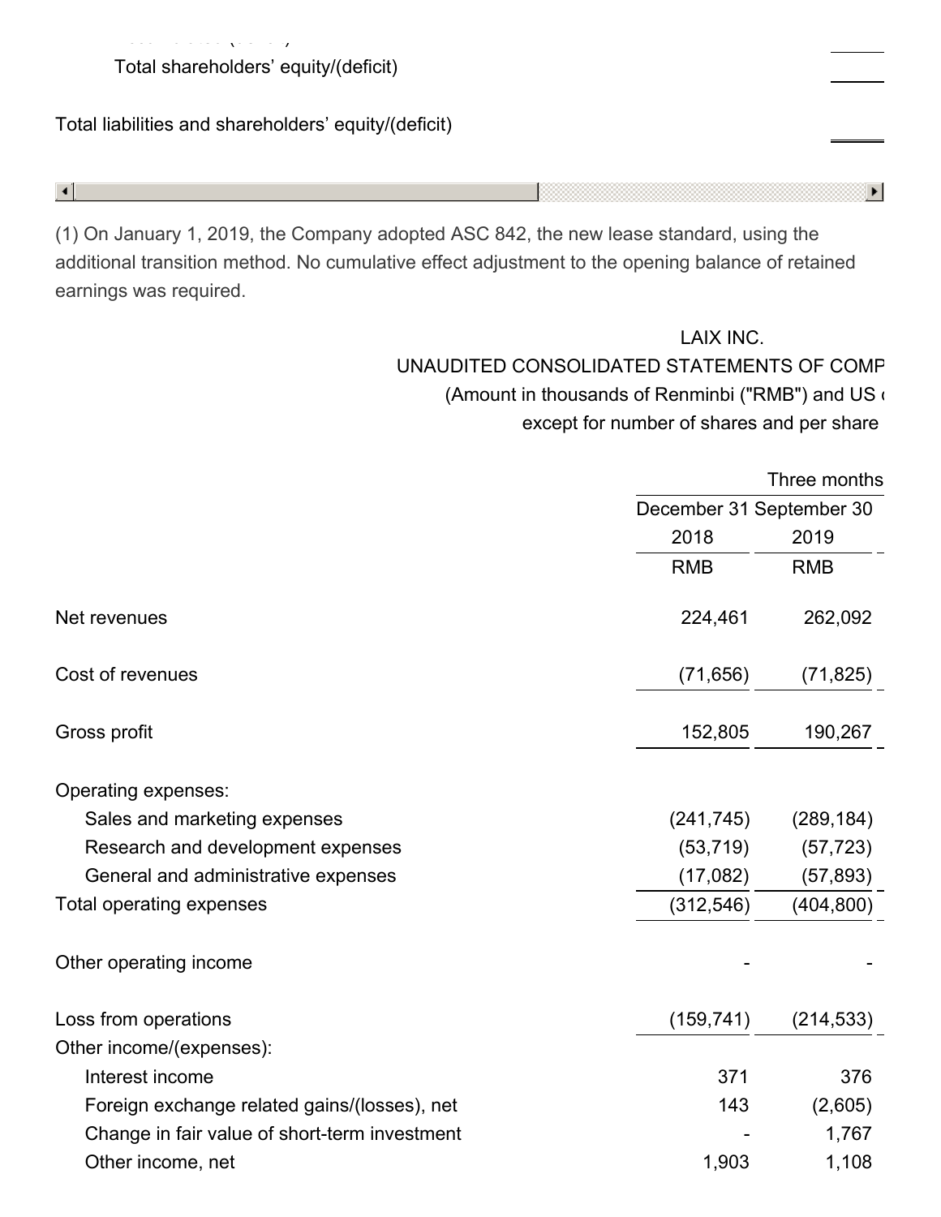| | |
|---|---|
| Total shareholders' equity/(deficit) | |
| Total liabilities and shareholders' equity/(deficit) | |

(1) On January 1, 2019, the Company adopted ASC 842, the new lease standard, using the additional transition method. No cumulative effect adjustment to the opening balance of retained earnings was required.

LAIX INC.

UNAUDITED CONSOLIDATED STATEMENTS OF COMP

(Amount in thousands of Renminbi ("RMB") and US

except for number of shares and per share

| | Three months | |
|---|---|---|
| | December 31 | September 30 |
| | 2018 | 2019 |
| | RMB | RMB |
| Net revenues | 224,461 | 262,092 |
| Cost of revenues | (71,656) | (71,825) |
| Gross profit | 152,805 | 190,267 |
| Operating expenses: | | |
| Sales and marketing expenses | (241,745) | (289,184) |
| Research and development expenses | (53,719) | (57,723) |
| General and administrative expenses | (17,082) | (57,893) |
| Total operating expenses | (312,546) | (404,800) |
| Other operating income | - | - |
| Loss from operations | (159,741) | (214,533) |
| Other income/(expenses): | | |
| Interest income | 371 | 376 |
| Foreign exchange related gains/(losses), net | 143 | (2,605) |
| Change in fair value of short-term investment | - | 1,767 |
| Other income, net | 1,903 | 1,108 |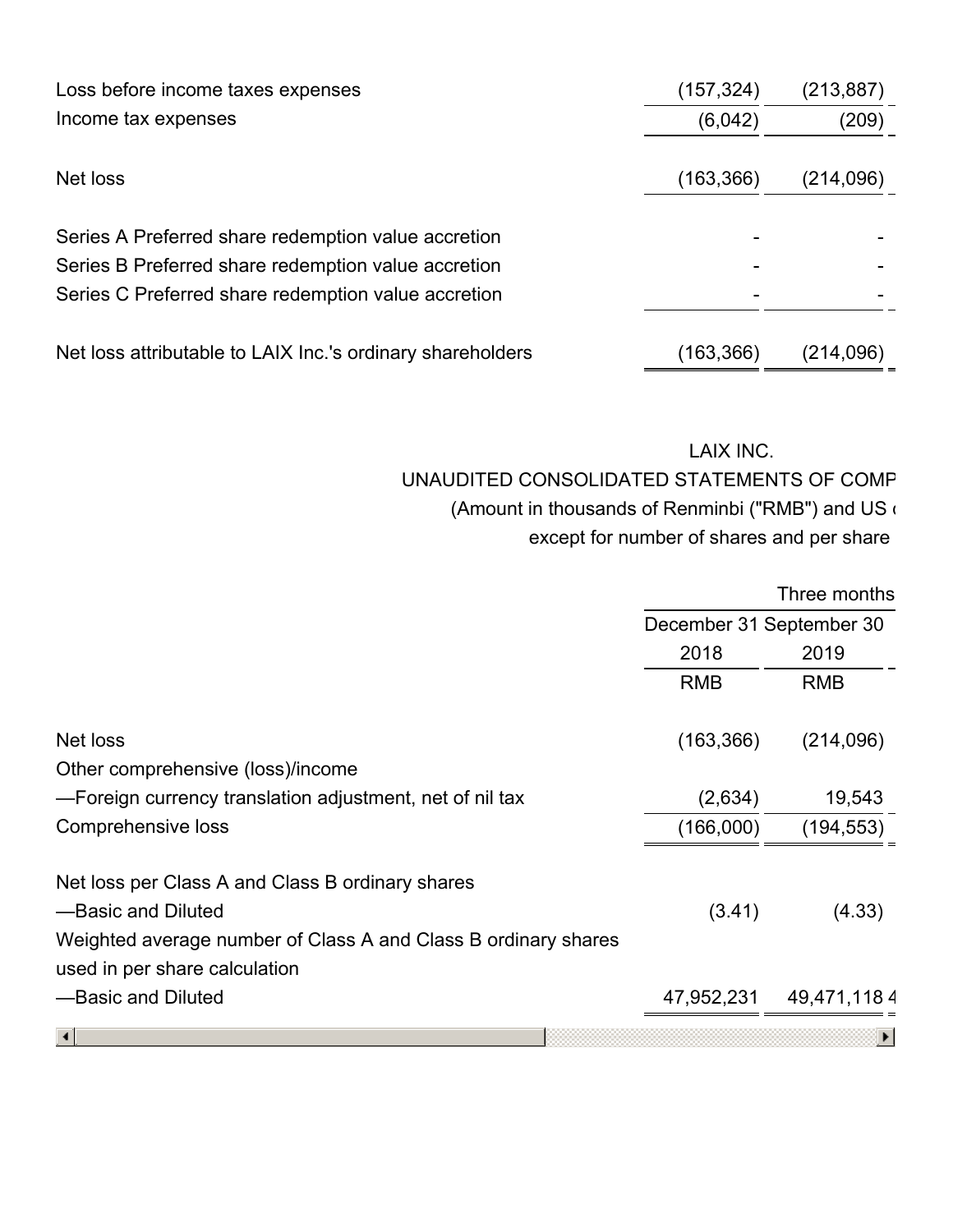| | | |
|---|---|---|
| Loss before income taxes expenses | (157,324) | (213,887) |
| Income tax expenses | (6,042) | (209) |
| Net loss | (163,366) | (214,096) |
| Series A Preferred share redemption value accretion | - | - |
| Series B Preferred share redemption value accretion | - | - |
| Series C Preferred share redemption value accretion | - | - |
| Net loss attributable to LAIX Inc.'s ordinary shareholders | (163,366) | (214,096) |

LAIX INC.

UNAUDITED CONSOLIDATED STATEMENTS OF COMP

(Amount in thousands of Renminbi ("RMB") and US

except for number of shares and per share

| | Three months | |
|---|---|---|
| | December 31 | September 30 |
| | 2018 | 2019 |
| | RMB | RMB |
| Net loss | (163,366) | (214,096) |
| Other comprehensive (loss)/income | | |
| —Foreign currency translation adjustment, net of nil tax | (2,634) | 19,543 |
| Comprehensive loss | (166,000) | (194,553) |
| Net loss per Class A and Class B ordinary shares | | |
| —Basic and Diluted | (3.41) | (4.33) |
| Weighted average number of Class A and Class B ordinary shares used in per share calculation | | |
| —Basic and Diluted | 47,952,231 | 49,471,118 |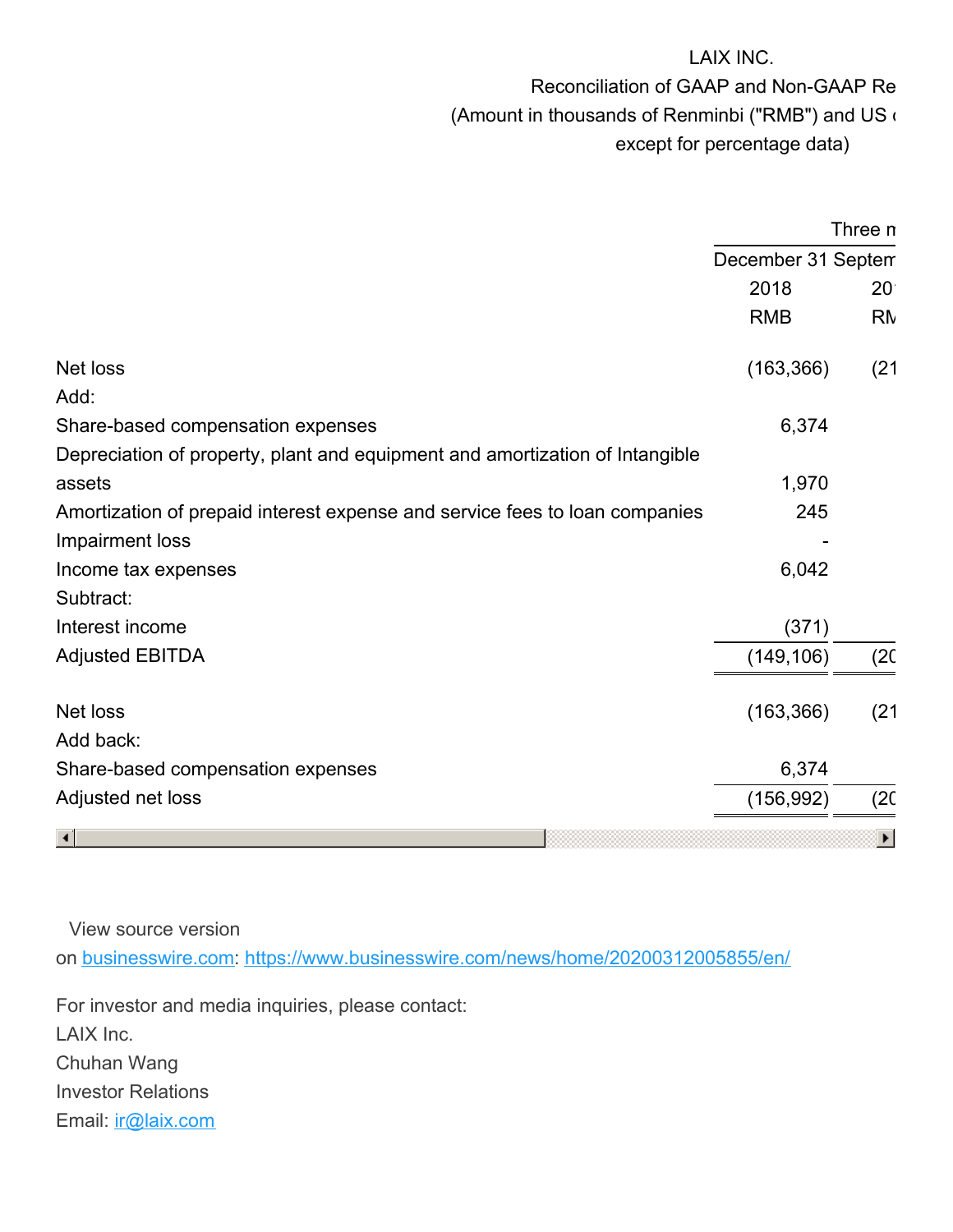LAIX INC.

Reconciliation of GAAP and Non-GAAP Re

(Amount in thousands of Renminbi ("RMB") and US

except for percentage data)

| | Three m | |
|---|---|---|
| | December 31 | Septem |
| | 2018 | 20 |
| | RMB | RM |
| Net loss | (163,366) | (21 |
| Add: | | |
| Share-based compensation expenses | 6,374 | |
| Depreciation of property, plant and equipment and amortization of Intangible assets | 1,970 | |
| Amortization of prepaid interest expense and service fees to loan companies | 245 | |
| Impairment loss | - | |
| Income tax expenses | 6,042 | |
| Subtract: | | |
| Interest income | (371) | |
| Adjusted EBITDA | (149,106) | (20 |
| | | |
| Net loss | (163,366) | (21 |
| Add back: | | |
| Share-based compensation expenses | 6,374 | |
| Adjusted net loss | (156,992) | (20 |

View source version on businesswire.com: https://www.businesswire.com/news/home/20200312005855/en/

For investor and media inquiries, please contact:

LAIX Inc.

Chuhan Wang

Investor Relations

Email: ir@laix.com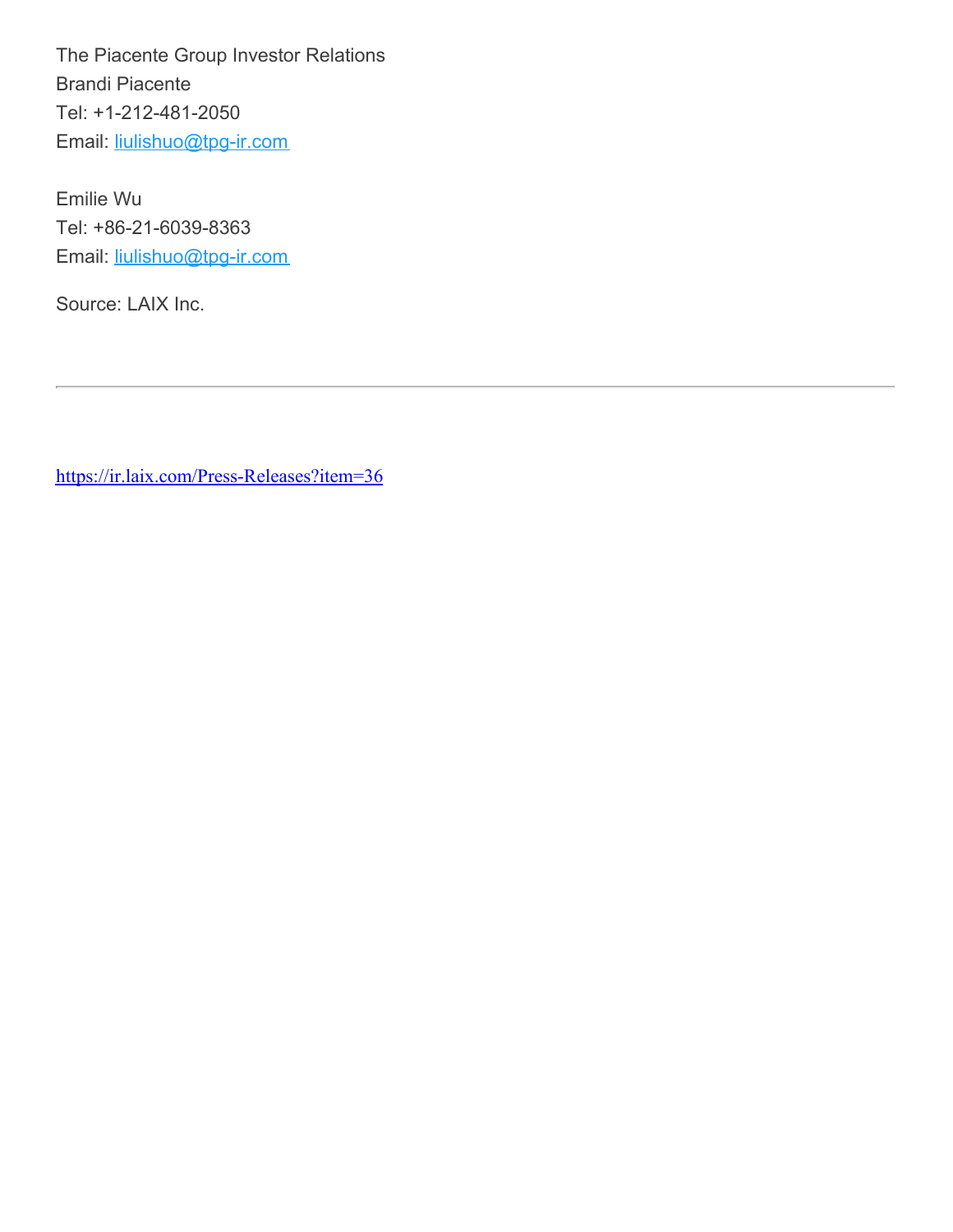The Piacente Group Investor Relations
Brandi Piacente
Tel: +1-212-481-2050
Email: liulishuo@tpg-ir.com

Emilie Wu
Tel: +86-21-6039-8363
Email: liulishuo@tpg-ir.com

Source: LAIX Inc.

---

https://ir.laix.com/Press-Releases?item=36